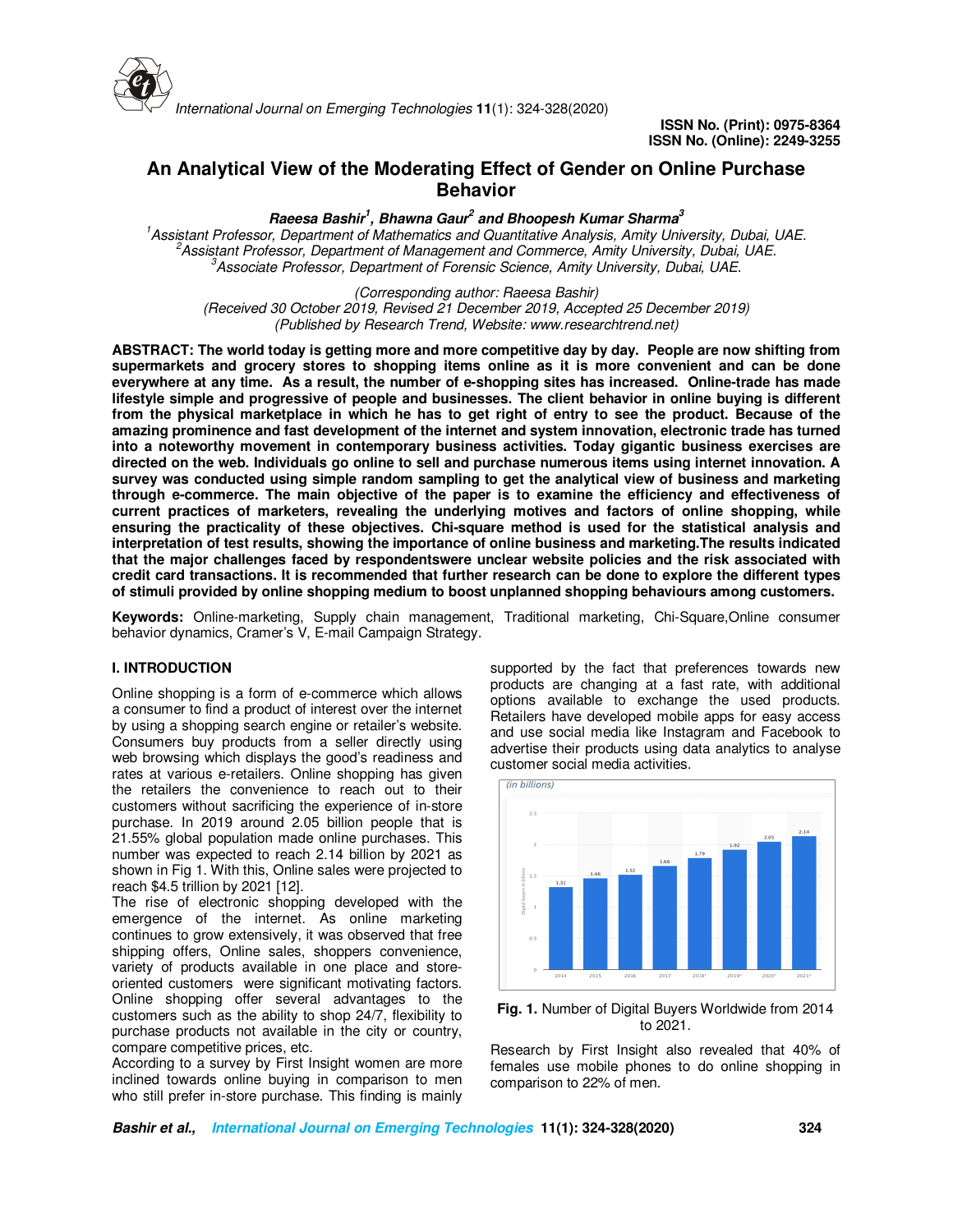# An Analytical View of the Moderating Effect of Gender on Online Purchase Behavior

***Raeesa Bashir[1], Bhawna Gaur[2] and Bhoopesh Kumar Sharma[3]***

*[1]Assistant Professor, Department of Mathematics and Quantitative Analysis, Amity University, Dubai, UAE.*
*[2]Assistant Professor, Department of Management and Commerce, Amity University, Dubai, UAE.*
*[3]Associate Professor, Department of Forensic Science, Amity University, Dubai, UAE.*

*(Corresponding author: Raeesa Bashir)*
*(Received 30 October 2019, Revised 21 December 2019, Accepted 25 December 2019)*
*(Published by Research Trend, Website: www.researchtrend.net)*

**ABSTRACT: The world today is getting more and more competitive day by day. People are now shifting from supermarkets and grocery stores to shopping items online as it is more convenient and can be done everywhere at any time. As a result, the number of e-shopping sites has increased. Online-trade has made lifestyle simple and progressive of people and businesses. The client behavior in online buying is different from the physical marketplace in which he has to get right of entry to see the product. Because of the amazing prominence and fast development of the internet and system innovation, electronic trade has turned into a noteworthy movement in contemporary business activities. Today gigantic business exercises are directed on the web. Individuals go online to sell and purchase numerous items using internet innovation. A survey was conducted using simple random sampling to get the analytical view of business and marketing through e-commerce. The main objective of the paper is to examine the efficiency and effectiveness of current practices of marketers, revealing the underlying motives and factors of online shopping, while ensuring the practicality of these objectives. Chi-square method is used for the statistical analysis and interpretation of test results, showing the importance of online business and marketing.The results indicated that the major challenges faced by respondentswere unclear website policies and the risk associated with credit card transactions. It is recommended that further research can be done to explore the different types of stimuli provided by online shopping medium to boost unplanned shopping behaviours among customers.**

**Keywords:** Online-marketing, Supply chain management, Traditional marketing, Chi-Square,Online consumer behavior dynamics, Cramer's V, E-mail Campaign Strategy.

## I. INTRODUCTION

Online shopping is a form of e-commerce which allows a consumer to find a product of interest over the internet by using a shopping search engine or retailer's website. Consumers buy products from a seller directly using web browsing which displays the good's readiness and rates at various e-retailers. Online shopping has given the retailers the convenience to reach out to their customers without sacrificing the experience of in-store purchase. In 2019 around 2.05 billion people that is 21.55% global population made online purchases. This number was expected to reach 2.14 billion by 2021 as shown in Fig 1. With this, Online sales were projected to reach $4.5 trillion by 2021 [12].

The rise of electronic shopping developed with the emergence of the internet. As online marketing continues to grow extensively, it was observed that free shipping offers, Online sales, shoppers convenience, variety of products available in one place and store-oriented customers were significant motivating factors. Online shopping offer several advantages to the customers such as the ability to shop 24/7, flexibility to purchase products not available in the city or country, compare competitive prices, etc.

According to a survey by First Insight women are more inclined towards online buying in comparison to men who still prefer in-store purchase. This finding is mainly supported by the fact that preferences towards new products are changing at a fast rate, with additional options available to exchange the used products. Retailers have developed mobile apps for easy access and use social media like Instagram and Facebook to advertise their products using data analytics to analyse customer social media activities.

**Fig. 1.** Number of Digital Buyers Worldwide from 2014 to 2021.

Research by First Insight also revealed that 40% of females use mobile phones to do online shopping in comparison to 22% of men.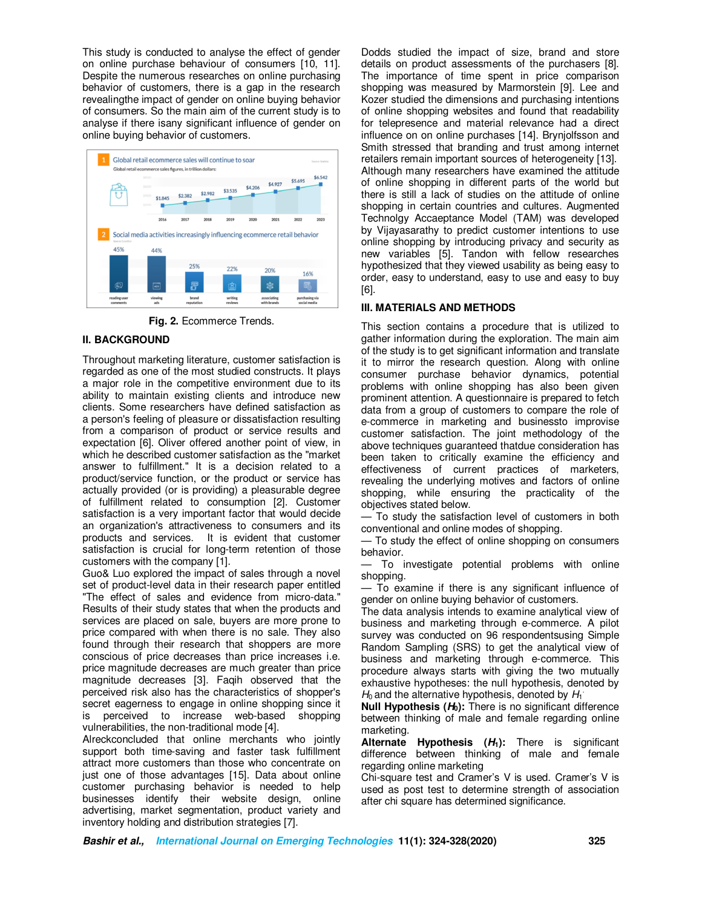This study is conducted to analyse the effect of gender on online purchase behaviour of consumers [10, 11]. Despite the numerous researches on online purchasing behavior of customers, there is a gap in the research revealingthe impact of gender on online buying behavior of consumers. So the main aim of the current study is to analyse if there isany significant influence of gender on online buying behavior of customers.

**Fig. 2.** Ecommerce Trends.

## II. BACKGROUND

Throughout marketing literature, customer satisfaction is regarded as one of the most studied constructs. It plays a major role in the competitive environment due to its ability to maintain existing clients and introduce new clients. Some researchers have defined satisfaction as a person's feeling of pleasure or dissatisfaction resulting from a comparison of product or service results and expectation [6]. Oliver offered another point of view, in which he described customer satisfaction as the "market answer to fulfillment." It is a decision related to a product/service function, or the product or service has actually provided (or is providing) a pleasurable degree of fulfillment related to consumption [2]. Customer satisfaction is a very important factor that would decide an organization's attractiveness to consumers and its products and services. It is evident that customer satisfaction is crucial for long-term retention of those customers with the company [1].

Guo& Luo explored the impact of sales through a novel set of product-level data in their research paper entitled "The effect of sales and evidence from micro-data." Results of their study states that when the products and services are placed on sale, buyers are more prone to price compared with when there is no sale. They also found through their research that shoppers are more conscious of price decreases than price increases i.e. price magnitude decreases are much greater than price magnitude decreases [3]. Faqih observed that the perceived risk also has the characteristics of shopper's secret eagerness to engage in online shopping since it is perceived to increase web-based shopping vulnerabilities, the non-traditional mode [4].

Alreckconcluded that online merchants who jointly support both time-saving and faster task fulfillment attract more customers than those who concentrate on just one of those advantages [15]. Data about online customer purchasing behavior is needed to help businesses identify their website design, online advertising, market segmentation, product variety and inventory holding and distribution strategies [7].

Dodds studied the impact of size, brand and store details on product assessments of the purchasers [8]. The importance of time spent in price comparison shopping was measured by Marmorstein [9]. Lee and Kozer studied the dimensions and purchasing intentions of online shopping websites and found that readability for telepresence and material relevance had a direct influence on on online purchases [14]. Brynjolfsson and Smith stressed that branding and trust among internet retailers remain important sources of heterogeneity [13]. Although many researchers have examined the attitude of online shopping in different parts of the world but there is still a lack of studies on the attitude of online shopping in certain countries and cultures. Augmented Technolgy Accaeptance Model (TAM) was developed by Vijayasarathy to predict customer intentions to use online shopping by introducing privacy and security as new variables [5]. Tandon with fellow researches hypothesized that they viewed usability as being easy to order, easy to understand, easy to use and easy to buy [6].

## III. MATERIALS AND METHODS

This section contains a procedure that is utilized to gather information during the exploration. The main aim of the study is to get significant information and translate it to mirror the research question. Along with online consumer purchase behavior dynamics, potential problems with online shopping has also been given prominent attention. A questionnaire is prepared to fetch data from a group of customers to compare the role of e-commerce in marketing and businessto improve customer satisfaction. The joint methodology of the above techniques guaranteed thatdue consideration has been taken to critically examine the efficiency and effectiveness of current practices of marketers, revealing the underlying motives and factors of online shopping, while ensuring the practicality of the objectives stated below.

— To study the satisfaction level of customers in both conventional and online modes of shopping.
— To study the effect of online shopping on consumers behavior.
— To investigate potential problems with online shopping.
— To examine if there is any significant influence of gender on online buying behavior of customers.

The data analysis intends to examine analytical view of business and marketing through e-commerce. A pilot survey was conducted on 96 respondentsusing Simple Random Sampling (SRS) to get the analytical view of business and marketing through e-commerce. This procedure always starts with giving the two mutually exhaustive hypotheses: the null hypothesis, denoted by $H_0$ and the alternative hypothesis, denoted by $H_1$.

**Null Hypothesis ($H_0$):** There is no significant difference between thinking of male and female regarding online marketing.

**Alternate Hypothesis ($H_1$):** There is significant difference between thinking of male and female regarding online marketing

Chi-square test and Cramer's V is used. Cramer's V is used as post test to determine strength of association after chi square has determined significance.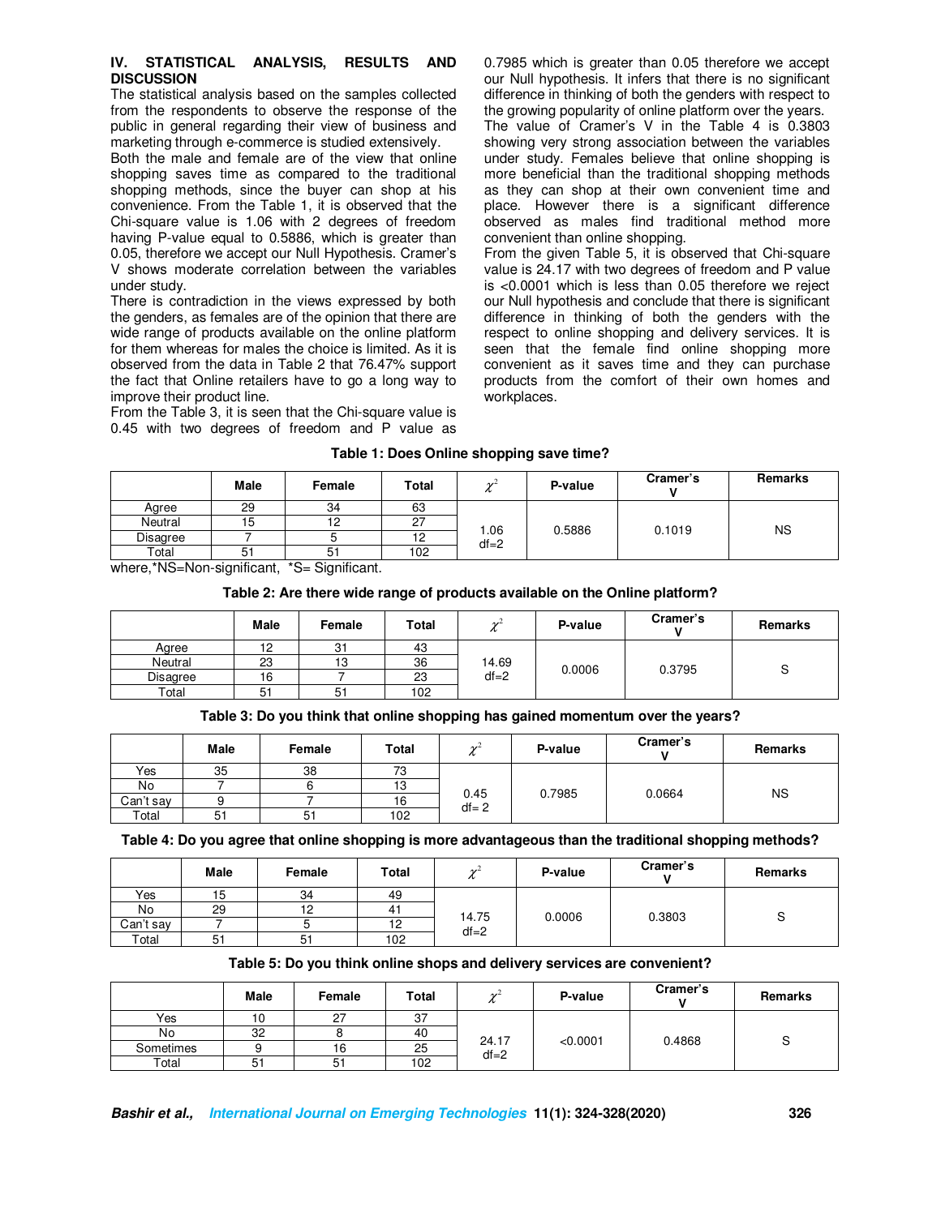## IV. STATISTICAL ANALYSIS, RESULTS AND DISCUSSION

The statistical analysis based on the samples collected from the respondents to observe the response of the public in general regarding their view of business and marketing through e-commerce is studied extensively.

Both the male and female are of the view that online shopping saves time as compared to the traditional shopping methods, since the buyer can shop at his convenience. From the Table 1, it is observed that the Chi-square value is 1.06 with 2 degrees of freedom having P-value equal to 0.5886, which is greater than 0.05, therefore we accept our Null Hypothesis. Cramer's V shows moderate correlation between the variables under study.

There is contradiction in the views expressed by both the genders, as females are of the opinion that there are wide range of products available on the online platform for them whereas for males the choice is limited. As it is observed from the data in Table 2 that 76.47% support the fact that Online retailers have to go a long way to improve their product line.

From the Table 3, it is seen that the Chi-square value is 0.45 with two degrees of freedom and P value as 0.7985 which is greater than 0.05 therefore we accept our Null hypothesis. It infers that there is no significant difference in thinking of both the genders with respect to the growing popularity of online platform over the years.

The value of Cramer's V in the Table 4 is 0.3803 showing very strong association between the variables under study. Females believe that online shopping is more beneficial than the traditional shopping methods as they can shop at their own convenient time and place. However there is a significant difference observed as males find traditional method more convenient than online shopping.

From the given Table 5, it is observed that Chi-square value is 24.17 with two degrees of freedom and P value is <0.0001 which is less than 0.05 therefore we reject our Null hypothesis and conclude that there is significant difference in thinking of both the genders with the respect to online shopping and delivery services. It is seen that the female find online shopping more convenient as it saves time and they can purchase products from the comfort of their own homes and workplaces.

**Table 1: Does Online shopping save time?**

| | Male | Female | Total | $\chi^2$ | P-value | Cramer's V | Remarks |
|---|---|---|---|---|---|---|---|
| Agree | 29 | 34 | 63 | 1.06 df=2 | 0.5886 | 0.1019 | NS |
| Neutral | 15 | 12 | 27 | | | | |
| Disagree | 7 | 5 | 12 | | | | |
| Total | 51 | 51 | 102 | | | | |

where,*NS=Non-significant, *S= Significant.

**Table 2: Are there wide range of products available on the Online platform?**

| | Male | Female | Total | $\chi^2$ | P-value | Cramer's V | Remarks |
|---|---|---|---|---|---|---|---|
| Agree | 12 | 31 | 43 | 14.69 df=2 | 0.0006 | 0.3795 | S |
| Neutral | 23 | 13 | 36 | | | | |
| Disagree | 16 | 7 | 23 | | | | |
| Total | 51 | 51 | 102 | | | | |

**Table 3: Do you think that online shopping has gained momentum over the years?**

| | Male | Female | Total | $\chi^2$ | P-value | Cramer's V | Remarks |
|---|---|---|---|---|---|---|---|
| Yes | 35 | 38 | 73 | 0.45 df= 2 | 0.7985 | 0.0664 | NS |
| No | 7 | 6 | 13 | | | | |
| Can't say | 9 | 7 | 16 | | | | |
| Total | 51 | 51 | 102 | | | | |

**Table 4: Do you agree that online shopping is more advantageous than the traditional shopping methods?**

| | Male | Female | Total | $\chi^2$ | P-value | Cramer's V | Remarks |
|---|---|---|---|---|---|---|---|
| Yes | 15 | 34 | 49 | 14.75 df=2 | 0.0006 | 0.3803 | S |
| No | 29 | 12 | 41 | | | | |
| Can't say | 7 | 5 | 12 | | | | |
| Total | 51 | 51 | 102 | | | | |

**Table 5: Do you think online shops and delivery services are convenient?**

| | Male | Female | Total | $\chi^2$ | P-value | Cramer's V | Remarks |
|---|---|---|---|---|---|---|---|
| Yes | 10 | 27 | 37 | 24.17 df=2 | <0.0001 | 0.4868 | S |
| No | 32 | 8 | 40 | | | | |
| Sometimes | 9 | 16 | 25 | | | | |
| Total | 51 | 51 | 102 | | | | |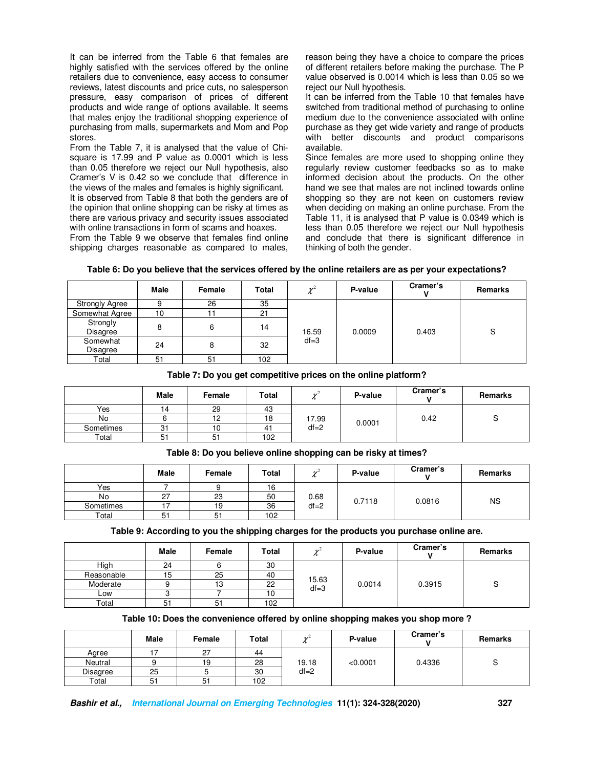It can be inferred from the Table 6 that females are highly satisfied with the services offered by the online retailers due to convenience, easy access to consumer reviews, latest discounts and price cuts, no salesperson pressure, easy comparison of prices of different products and wide range of options available. It seems that males enjoy the traditional shopping experience of purchasing from malls, supermarkets and Mom and Pop stores.

From the Table 7, it is analysed that the value of Chi-square is 17.99 and P value as 0.0001 which is less than 0.05 therefore we reject our Null hypothesis, also Cramer's V is 0.42 so we conclude that difference in the views of the males and females is highly significant.

It is observed from Table 8 that both the genders are of the opinion that online shopping can be risky at times as there are various privacy and security issues associated with online transactions in form of scams and hoaxes.

From the Table 9 we observe that females find online shipping charges reasonable as compared to males, reason being they have a choice to compare the prices of different retailers before making the purchase. The P value observed is 0.0014 which is less than 0.05 so we reject our Null hypothesis.

It can be inferred from the Table 10 that females have switched from traditional method of purchasing to online medium due to the convenience associated with online purchase as they get wide variety and range of products with better discounts and product comparisons available.

Since females are more used to shopping online they regularly review customer feedbacks so as to make informed decision about the products. On the other hand we see that males are not inclined towards online shopping so they are not keen on customers review when deciding on making an online purchase. From the Table 11, it is analysed that P value is 0.0349 which is less than 0.05 therefore we reject our Null hypothesis and conclude that there is significant difference in thinking of both the gender.

**Table 6: Do you believe that the services offered by the online retailers are as per your expectations?**

| | Male | Female | Total | $\chi^2$ | P-value | Cramer's V | Remarks |
|---|---|---|---|---|---|---|---|
| Strongly Agree | 9 | 26 | 35 | 16.59 df=3 | 0.0009 | 0.403 | S |
| Somewhat Agree | 10 | 11 | 21 | | | | |
| Strongly Disagree | 8 | 6 | 14 | | | | |
| Somewhat Disagree | 24 | 8 | 32 | | | | |
| Total | 51 | 51 | 102 | | | | |

**Table 7: Do you get competitive prices on the online platform?**

| | Male | Female | Total | $\chi^2$ | P-value | Cramer's V | Remarks |
|---|---|---|---|---|---|---|---|
| Yes | 14 | 29 | 43 | 17.99 df=2 | 0.0001 | 0.42 | S |
| No | 6 | 12 | 18 | | | | |
| Sometimes | 31 | 10 | 41 | | | | |
| Total | 51 | 51 | 102 | | | | |

**Table 8: Do you believe online shopping can be risky at times?**

| | Male | Female | Total | $\chi^2$ | P-value | Cramer's V | Remarks |
|---|---|---|---|---|---|---|---|
| Yes | 7 | 9 | 16 | 0.68 df=2 | 0.7118 | 0.0816 | NS |
| No | 27 | 23 | 50 | | | | |
| Sometimes | 17 | 19 | 36 | | | | |
| Total | 51 | 51 | 102 | | | | |

**Table 9: According to you the shipping charges for the products you purchase online are.**

| | Male | Female | Total | $\chi^2$ | P-value | Cramer's V | Remarks |
|---|---|---|---|---|---|---|---|
| High | 24 | 6 | 30 | 15.63 df=3 | 0.0014 | 0.3915 | S |
| Reasonable | 15 | 25 | 40 | | | | |
| Moderate | 9 | 13 | 22 | | | | |
| Low | 3 | 7 | 10 | | | | |
| Total | 51 | 51 | 102 | | | | |

**Table 10: Does the convenience offered by online shopping makes you shop more ?**

| | Male | Female | Total | $\chi^2$ | P-value | Cramer's V | Remarks |
|---|---|---|---|---|---|---|---|
| Agree | 17 | 27 | 44 | 19.18 df=2 | <0.0001 | 0.4336 | S |
| Neutral | 9 | 19 | 28 | | | | |
| Disagree | 25 | 5 | 30 | | | | |
| Total | 51 | 51 | 102 | | | | |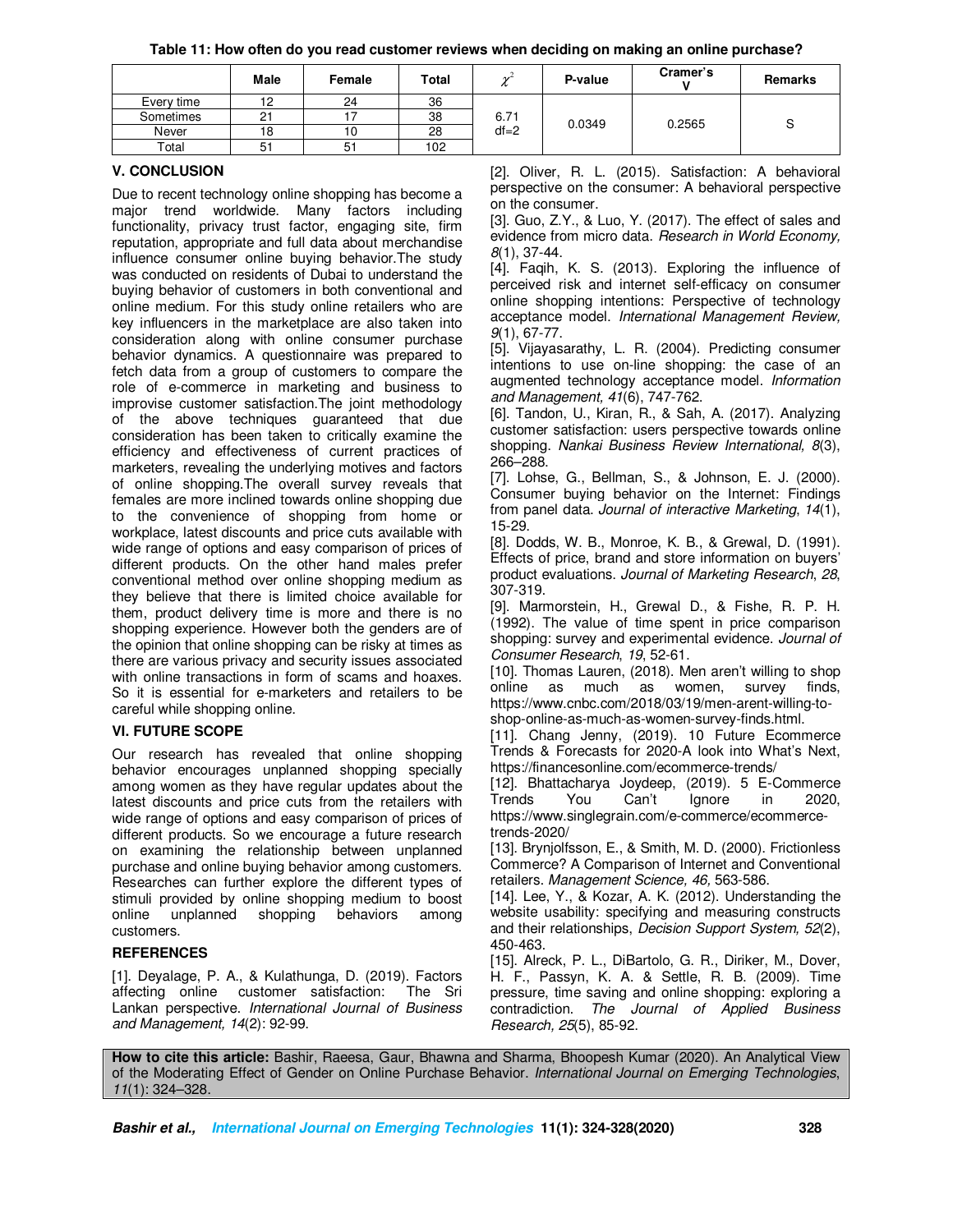**Table 11: How often do you read customer reviews when deciding on making an online purchase?**

| | Male | Female | Total | $\chi^2$ | P-value | Cramer's V | Remarks |
|---|---|---|---|---|---|---|---|
| Every time | 12 | 24 | 36 | 6.71 df=2 | 0.0349 | 0.2565 | S |
| Sometimes | 21 | 17 | 38 | | | | |
| Never | 18 | 10 | 28 | | | | |
| Total | 51 | 51 | 102 | | | | |

## V. CONCLUSION

Due to recent technology online shopping has become a major trend worldwide. Many factors including functionality, privacy trust factor, engaging site, firm reputation, appropriate and full data about merchandise influence consumer online buying behavior.The study was conducted on residents of Dubai to understand the buying behavior of customers in both conventional and online medium. For this study online retailers who are key influencers in the marketplace are also taken into consideration along with online consumer purchase behavior dynamics. A questionnaire was prepared to fetch data from a group of customers to compare the role of e-commerce in marketing and business to improvise customer satisfaction.The joint methodology of the above techniques guaranteed that due consideration has been taken to critically examine the efficiency and effectiveness of current practices of marketers, revealing the underlying motives and factors of online shopping.The overall survey reveals that females are more inclined towards online shopping due to the convenience of shopping from home or workplace, latest discounts and price cuts available with wide range of options and easy comparison of prices of different products. On the other hand males prefer conventional method over online shopping medium as they believe that there is limited choice available for them, product delivery time is more and there is no shopping experience. However both the genders are of the opinion that online shopping can be risky at times as there are various privacy and security issues associated with online transactions in form of scams and hoaxes. So it is essential for e-marketers and retailers to be careful while shopping online.

## VI. FUTURE SCOPE

Our research has revealed that online shopping behavior encourages unplanned shopping specially among women as they have regular updates about the latest discounts and price cuts from the retailers with wide range of options and easy comparison of prices of different products. So we encourage a future research on examining the relationship between unplanned purchase and online buying behavior among customers. Researches can further explore the different types of stimuli provided by online shopping medium to boost online unplanned shopping behaviors among customers.

## REFERENCES

[1]. Deyalage, P. A., & Kulathunga, D. (2019). Factors affecting online customer satisfaction: The Sri Lankan perspective. *International Journal of Business and Management, 14*(2): 92-99.

[2]. Oliver, R. L. (2015). Satisfaction: A behavioral perspective on the consumer: A behavioral perspective on the consumer.

[3]. Guo, Z.Y., & Luo, Y. (2017). The effect of sales and evidence from micro data. *Research in World Economy, 8*(1), 37-44.

[4]. Faqih, K. S. (2013). Exploring the influence of perceived risk and internet self-efficacy on consumer online shopping intentions: Perspective of technology acceptance model. *International Management Review, 9*(1), 67-77.

[5]. Vijayasarathy, L. R. (2004). Predicting consumer intentions to use on-line shopping: the case of an augmented technology acceptance model. *Information and Management, 41*(6), 747-762.

[6]. Tandon, U., Kiran, R., & Sah, A. (2017). Analyzing customer satisfaction: users perspective towards online shopping. *Nankai Business Review International, 8*(3), 266–288.

[7]. Lohse, G., Bellman, S., & Johnson, E. J. (2000). Consumer buying behavior on the Internet: Findings from panel data. *Journal of interactive Marketing*, *14*(1), 15-29.

[8]. Dodds, W. B., Monroe, K. B., & Grewal, D. (1991). Effects of price, brand and store information on buyers' product evaluations. *Journal of Marketing Research*, *28*, 307-319.

[9]. Marmorstein, H., Grewal D., & Fishe, R. P. H. (1992). The value of time spent in price comparison shopping: survey and experimental evidence. *Journal of Consumer Research*, *19*, 52-61.

[10]. Thomas Lauren, (2018). Men aren't willing to shop online as much as women, survey finds, https://www.cnbc.com/2018/03/19/men-arent-willing-to-shop-online-as-much-as-women-survey-finds.html.

[11]. Chang Jenny, (2019). 10 Future Ecommerce Trends & Forecasts for 2020-A look into What's Next, https://financesonline.com/ecommerce-trends/

[12]. Bhattacharya Joydeep, (2019). 5 E-Commerce Trends You Can't Ignore in 2020, https://www.singlegrain.com/e-commerce/ecommerce-trends-2020/

[13]. Brynjolfsson, E., & Smith, M. D. (2000). Frictionless Commerce? A Comparison of Internet and Conventional retailers. *Management Science, 46,* 563-586.

[14]. Lee, Y., & Kozar, A. K. (2012). Understanding the website usability: specifying and measuring constructs and their relationships, *Decision Support System, 52*(2), 450-463.

[15]. Alreck, P. L., DiBartolo, G. R., Diriker, M., Dover, H. F., Passyn, K. A. & Settle, R. B. (2009). Time pressure, time saving and online shopping: exploring a contradiction. *The Journal of Applied Business Research, 25*(5), 85-92.

**How to cite this article:** Bashir, Raeesa, Gaur, Bhawna and Sharma, Bhoopesh Kumar (2020). An Analytical View of the Moderating Effect of Gender on Online Purchase Behavior. *International Journal on Emerging Technologies*, *11*(1): 324–328.